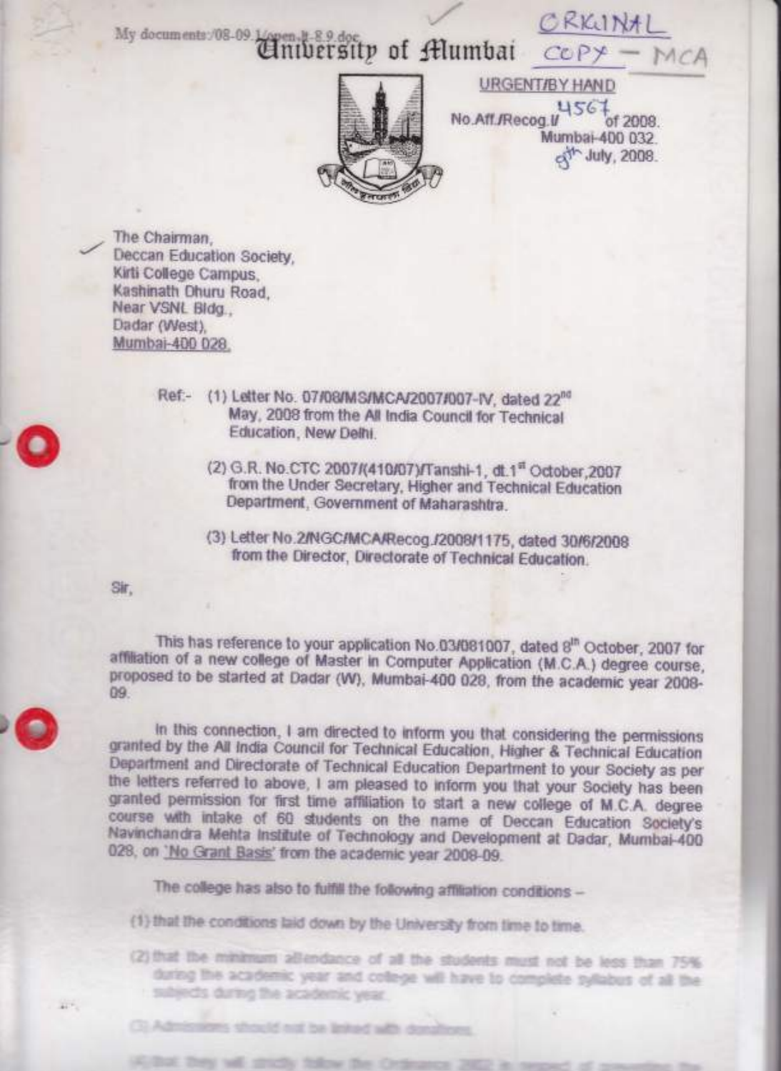My documents:/08-09 1/open.lt-8.9.doc

# University of Mumbai

ORIGINAL COPY – MCA

URGENT/BY HAND

No.Aff./Recog.I/ 4567 of 2008.
Mumbai-400 032.
9th July, 2008.

The Chairman,
Deccan Education Society,
Kirti College Campus,
Kashinath Dhuru Road,
Near VSNL Bldg.,
Dadar (West),
Mumbai-400 028.

Ref:- (1) Letter No. 07/08/MS/MCA/2007/007-IV, dated 22nd May, 2008 from the All India Council for Technical Education, New Delhi.

(2) G.R. No.CTC 2007/(410/07)/Tanshi-1, dt.1st October,2007 from the Under Secretary, Higher and Technical Education Department, Government of Maharashtra.

(3) Letter No.2/NGC/MCA/Recog./2008/1175, dated 30/6/2008 from the Director, Directorate of Technical Education.

Sir,

This has reference to your application No.03/081007, dated 8th October, 2007 for affiliation of a new college of Master in Computer Application (M.C.A.) degree course, proposed to be started at Dadar (W), Mumbai-400 028, from the academic year 2008-09.

In this connection, I am directed to inform you that considering the permissions granted by the All India Council for Technical Education, Higher & Technical Education Department and Directorate of Technical Education Department to your Society as per the letters referred to above, I am pleased to inform you that your Society has been granted permission for first time affiliation to start a new college of M.C.A. degree course with intake of 60 students on the name of Deccan Education Society's Navinchandra Mehta Institute of Technology and Development at Dadar, Mumbai-400 028, on 'No Grant Basis' from the academic year 2008-09.

The college has also to fulfill the following affiliation conditions –

(1) that the conditions laid down by the University from time to time.

(2) that the minimum attendance of all the students must not be less than 75% during the academic year and college will have to complete syllabus of all the subjects during the academic year.

(3) Admissions should not be linked with donations.

(4) that they will strictly follow the Ordinance 2002 in respect of ...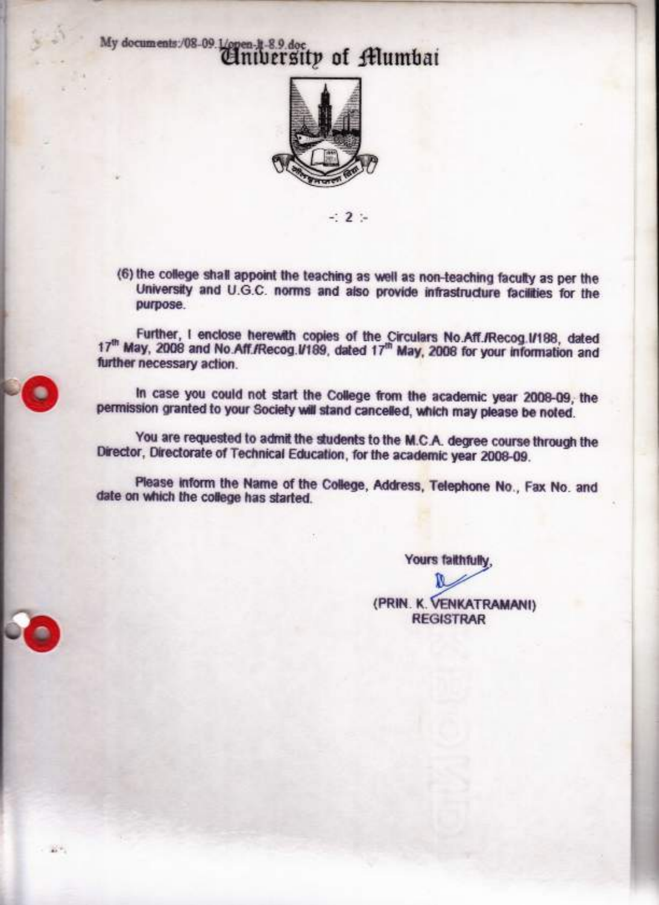My documents:/08-09.1/open-lt-8.9.doc

# University of Mumbai

-: 2 :-

(6) the college shall appoint the teaching as well as non-teaching faculty as per the University and U.G.C. norms and also provide infrastructure facilities for the purpose.

Further, I enclose herewith copies of the Circulars No.Aff./Recog.I/188, dated 17th May, 2008 and No.Aff./Recog.I/189, dated 17th May, 2008 for your information and further necessary action.

In case you could not start the College from the academic year 2008-09, the permission granted to your Society will stand cancelled, which may please be noted.

You are requested to admit the students to the M.C.A. degree course through the Director, Directorate of Technical Education, for the academic year 2008-09.

Please inform the Name of the College, Address, Telephone No., Fax No. and date on which the college has started.

Yours faithfully,

(PRIN. K. VENKATRAMANI)
REGISTRAR